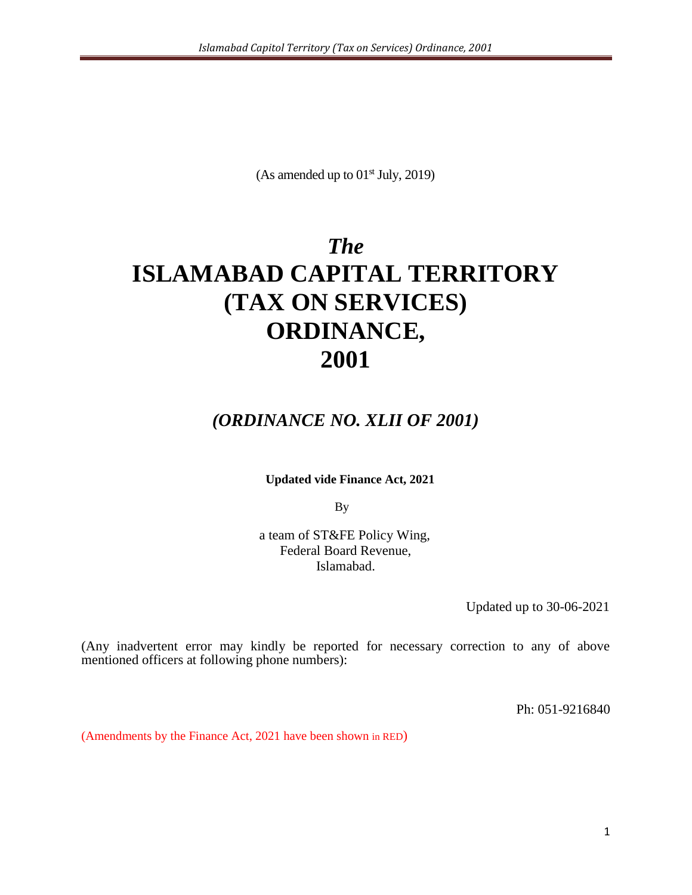(As amended up to 01st July, 2019)

# *The*
# ISLAMABAD CAPITAL TERRITORY (TAX ON SERVICES) ORDINANCE, 2001

## *(ORDINANCE NO. XLII OF 2001)*

**Updated vide Finance Act, 2021**

By

a team of ST&FE Policy Wing,
Federal Board Revenue,
Islamabad.

Updated up to 30-06-2021

(Any inadvertent error may kindly be reported for necessary correction to any of above mentioned officers at following phone numbers):

Ph: 051-9216840

(Amendments by the Finance Act, 2021 have been shown in RED)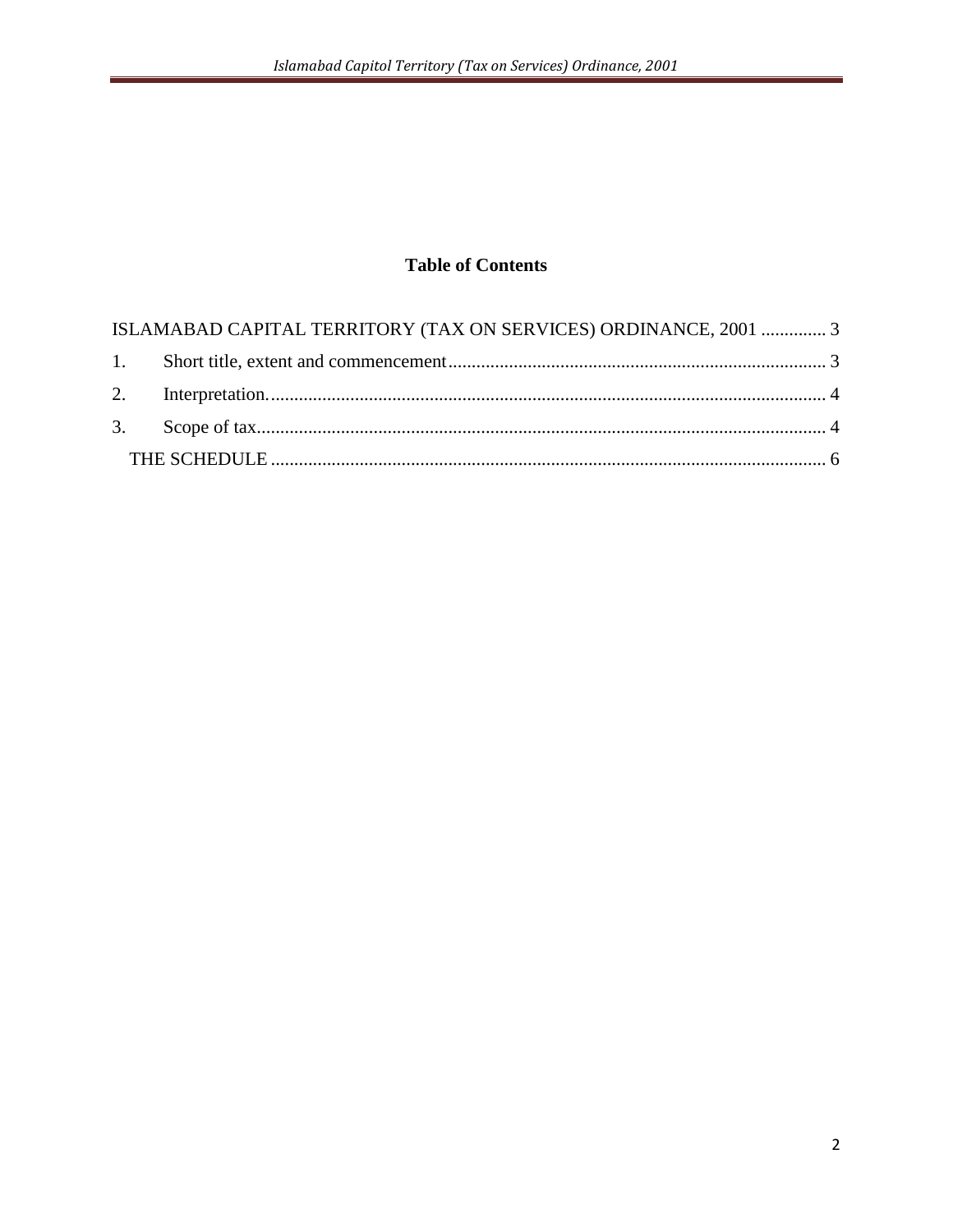## Table of Contents

ISLAMABAD CAPITAL TERRITORY (TAX ON SERVICES) ORDINANCE, 2001 .............. 3

1. Short title, extent and commencement ................................................................................. 3
2. Interpretation. ....................................................................................................................... 4
3. Scope of tax. .......................................................................................................................... 4

THE SCHEDULE ........................................................................................................................ 6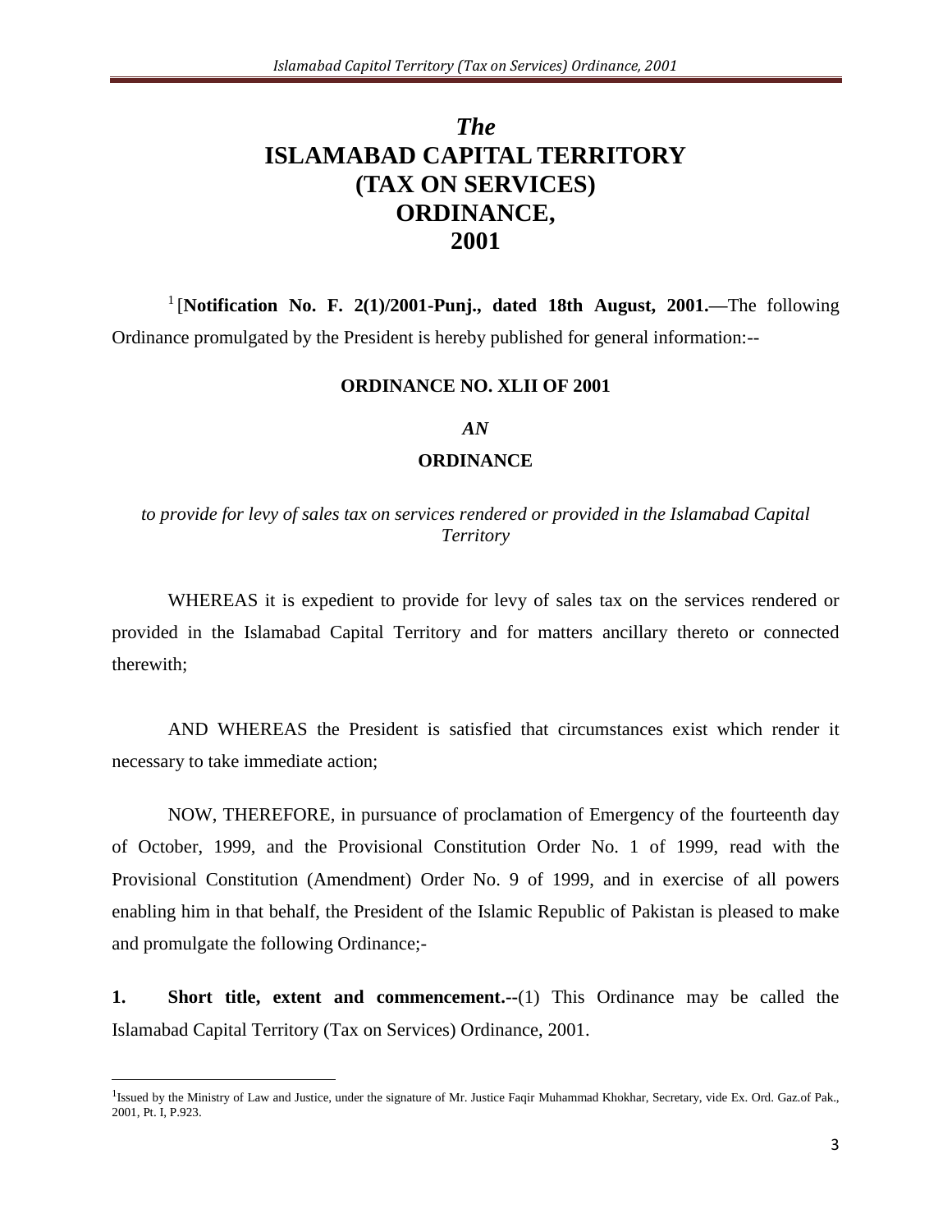# *The* ISLAMABAD CAPITAL TERRITORY (TAX ON SERVICES) ORDINANCE, 2001

[1] [**Notification No. F. 2(1)/2001-Punj., dated 18th August, 2001.—**The following Ordinance promulgated by the President is hereby published for general information:--

**ORDINANCE NO. XLII OF 2001**

***AN***

**ORDINANCE**

*to provide for levy of sales tax on services rendered or provided in the Islamabad Capital Territory*

WHEREAS it is expedient to provide for levy of sales tax on the services rendered or provided in the Islamabad Capital Territory and for matters ancillary thereto or connected therewith;

AND WHEREAS the President is satisfied that circumstances exist which render it necessary to take immediate action;

NOW, THEREFORE, in pursuance of proclamation of Emergency of the fourteenth day of October, 1999, and the Provisional Constitution Order No. 1 of 1999, read with the Provisional Constitution (Amendment) Order No. 9 of 1999, and in exercise of all powers enabling him in that behalf, the President of the Islamic Republic of Pakistan is pleased to make and promulgate the following Ordinance;-

**1. Short title, extent and commencement.--**(1) This Ordinance may be called the Islamabad Capital Territory (Tax on Services) Ordinance, 2001.

---

[1] Issued by the Ministry of Law and Justice, under the signature of Mr. Justice Faqir Muhammad Khokhar, Secretary, vide Ex. Ord. Gaz.of Pak., 2001, Pt. I, P.923.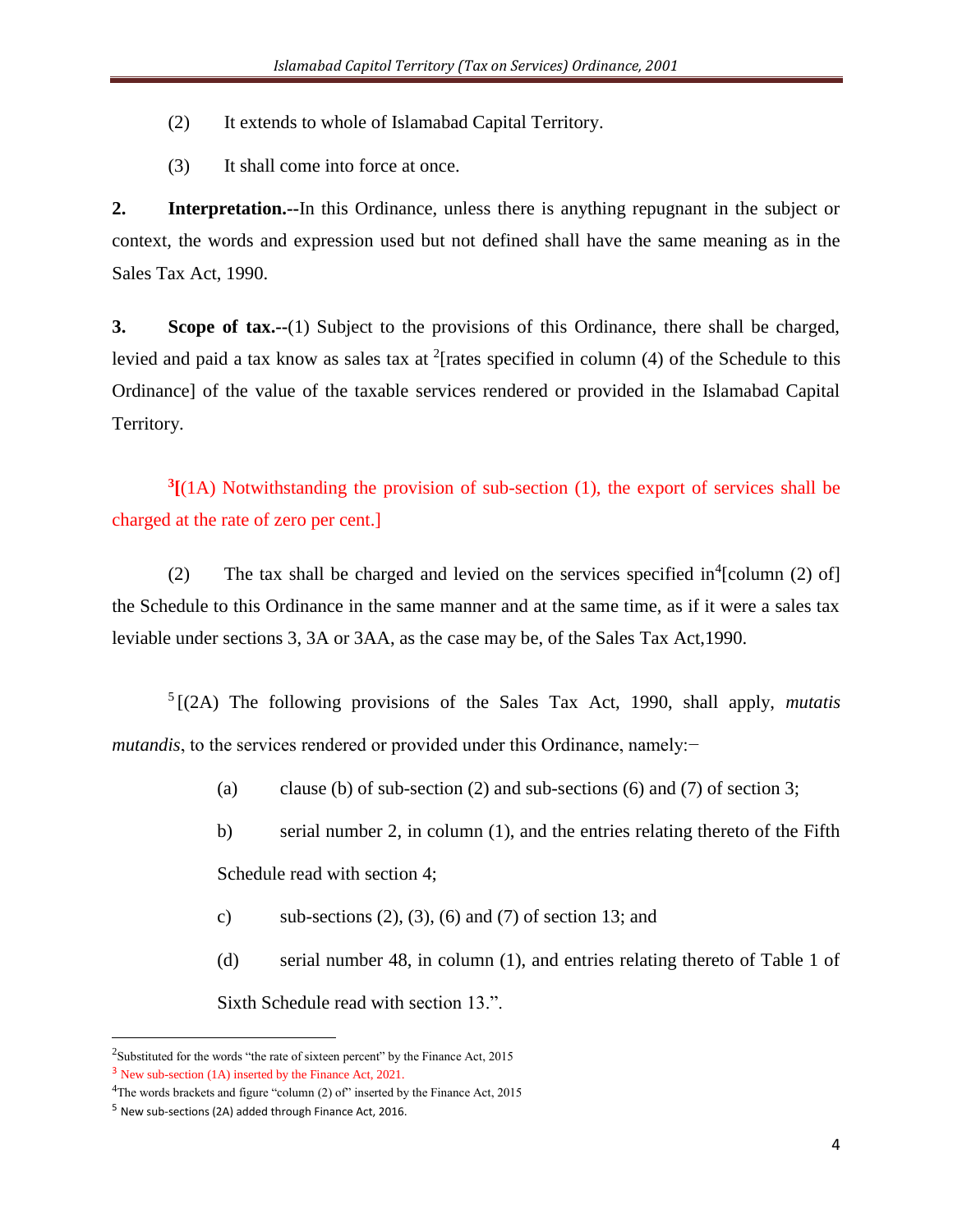(2) It extends to whole of Islamabad Capital Territory.

(3) It shall come into force at once.

**2. Interpretation.**--In this Ordinance, unless there is anything repugnant in the subject or context, the words and expression used but not defined shall have the same meaning as in the Sales Tax Act, 1990.

**3. Scope of tax.**--(1) Subject to the provisions of this Ordinance, there shall be charged, levied and paid a tax know as sales tax at [2][rates specified in column (4) of the Schedule to this Ordinance] of the value of the taxable services rendered or provided in the Islamabad Capital Territory.

[3][(1A) Notwithstanding the provision of sub-section (1), the export of services shall be charged at the rate of zero per cent.]

(2) The tax shall be charged and levied on the services specified in[4][column (2) of] the Schedule to this Ordinance in the same manner and at the same time, as if it were a sales tax leviable under sections 3, 3A or 3AA, as the case may be, of the Sales Tax Act,1990.

[5][(2A) The following provisions of the Sales Tax Act, 1990, shall apply, *mutatis mutandis*, to the services rendered or provided under this Ordinance, namely:−

(a) clause (b) of sub-section (2) and sub-sections (6) and (7) of section 3;

b) serial number 2, in column (1), and the entries relating thereto of the Fifth Schedule read with section 4;

c) sub-sections (2), (3), (6) and (7) of section 13; and

(d) serial number 48, in column (1), and entries relating thereto of Table 1 of Sixth Schedule read with section 13.".

---

[2] Substituted for the words "the rate of sixteen percent" by the Finance Act, 2015

[3] New sub-section (1A) inserted by the Finance Act, 2021.

[4] The words brackets and figure "column (2) of" inserted by the Finance Act, 2015

[5] New sub-sections (2A) added through Finance Act, 2016.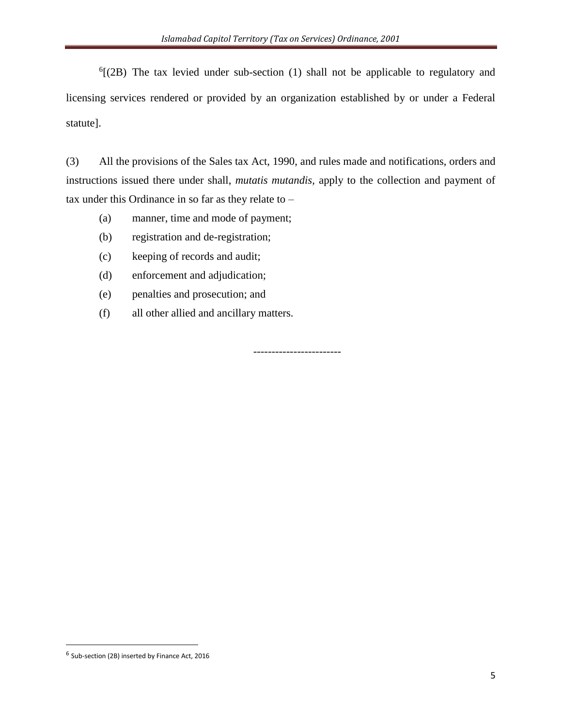[6][(2B) The tax levied under sub-section (1) shall not be applicable to regulatory and licensing services rendered or provided by an organization established by or under a Federal statute].

(3) All the provisions of the Sales tax Act, 1990, and rules made and notifications, orders and instructions issued there under shall, *mutatis mutandis*, apply to the collection and payment of tax under this Ordinance in so far as they relate to –

(a) manner, time and mode of payment;

(b) registration and de-registration;

(c) keeping of records and audit;

(d) enforcement and adjudication;

(e) penalties and prosecution; and

(f) all other allied and ancillary matters.

------------------------

[6] Sub-section (2B) inserted by Finance Act, 2016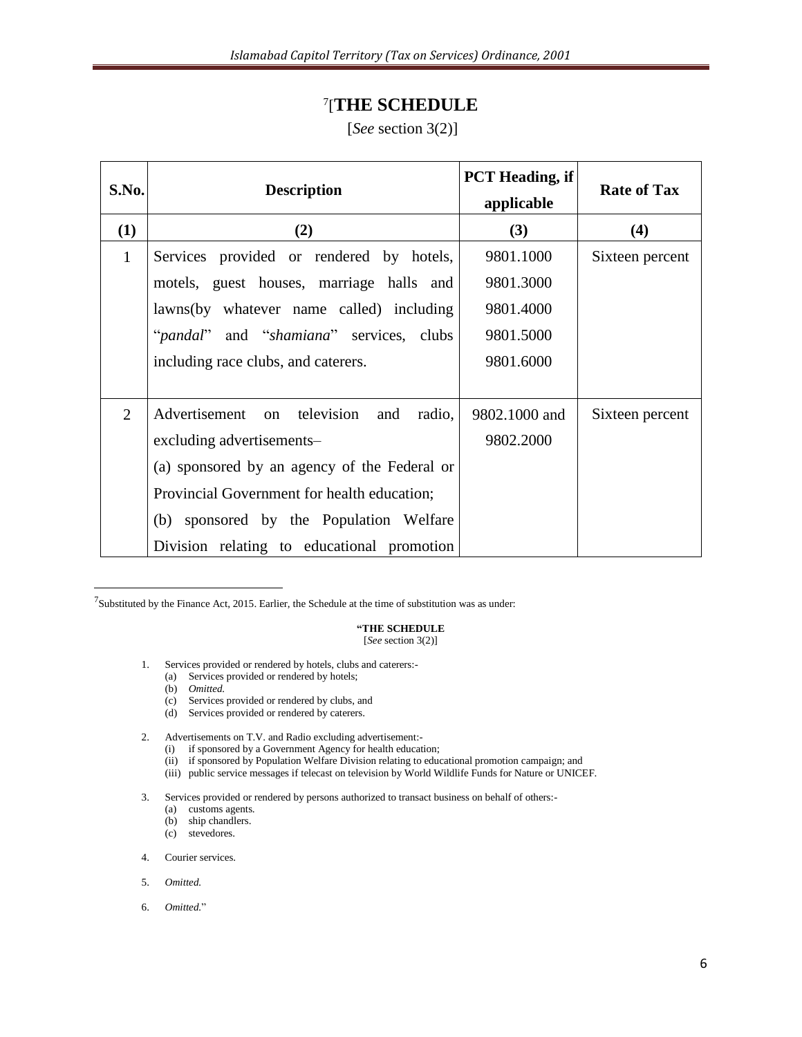# [7][THE SCHEDULE

[*See* section 3(2)]

| S.No. | Description | PCT Heading, if applicable | Rate of Tax |
|---|---|---|---|
| (1) | (2) | (3) | (4) |
| 1 | Services provided or rendered by hotels, motels, guest houses, marriage halls and lawns(by whatever name called) including "*pandal*" and "*shamiana*" services, clubs including race clubs, and caterers. | 9801.1000<br>9801.3000<br>9801.4000<br>9801.5000<br>9801.6000 | Sixteen percent |
| 2 | Advertisement on television and radio, excluding advertisements–<br>(a) sponsored by an agency of the Federal or Provincial Government for health education;<br>(b) sponsored by the Population Welfare Division relating to educational promotion | 9802.1000 and 9802.2000 | Sixteen percent |

---

[7]Substituted by the Finance Act, 2015. Earlier, the Schedule at the time of substitution was as under:

**"THE SCHEDULE**
[*See* section 3(2)]

1. Services provided or rendered by hotels, clubs and caterers:-
   (a) Services provided or rendered by hotels;
   (b) *Omitted.*
   (c) Services provided or rendered by clubs, and
   (d) Services provided or rendered by caterers.

2. Advertisements on T.V. and Radio excluding advertisement:-
   (i) if sponsored by a Government Agency for health education;
   (ii) if sponsored by Population Welfare Division relating to educational promotion campaign; and
   (iii) public service messages if telecast on television by World Wildlife Funds for Nature or UNICEF.

3. Services provided or rendered by persons authorized to transact business on behalf of others:-
   (a) customs agents.
   (b) ship chandlers.
   (c) stevedores.

4. Courier services.

5. *Omitted.*

6. *Omitted.*"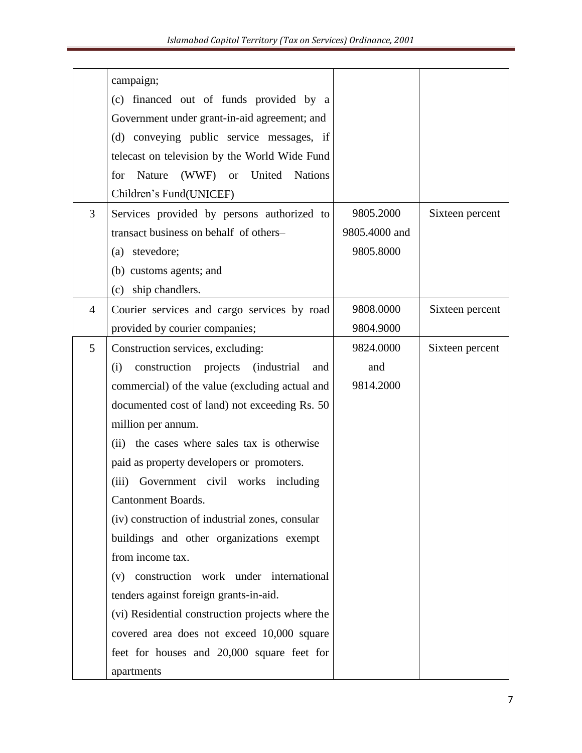| | | | |
|---|---|---|---|
| | campaign;<br>(c) financed out of funds provided by a Government under grant-in-aid agreement; and<br>(d) conveying public service messages, if telecast on television by the World Wide Fund for Nature (WWF) or United Nations Children's Fund(UNICEF) | | |
| 3 | Services provided by persons authorized to transact business on behalf of others–<br>(a) stevedore;<br>(b) customs agents; and<br>(c) ship chandlers. | 9805.2000<br>9805.4000 and<br>9805.8000 | Sixteen percent |
| 4 | Courier services and cargo services by road provided by courier companies; | 9808.0000<br>9804.9000 | Sixteen percent |
| 5 | Construction services, excluding:<br>(i) construction projects (industrial and commercial) of the value (excluding actual and documented cost of land) not exceeding Rs. 50 million per annum.<br>(ii) the cases where sales tax is otherwise paid as property developers or promoters.<br>(iii) Government civil works including Cantonment Boards.<br>(iv) construction of industrial zones, consular buildings and other organizations exempt from income tax.<br>(v) construction work under international tenders against foreign grants-in-aid.<br>(vi) Residential construction projects where the covered area does not exceed 10,000 square feet for houses and 20,000 square feet for apartments | 9824.0000<br>and<br>9814.2000 | Sixteen percent |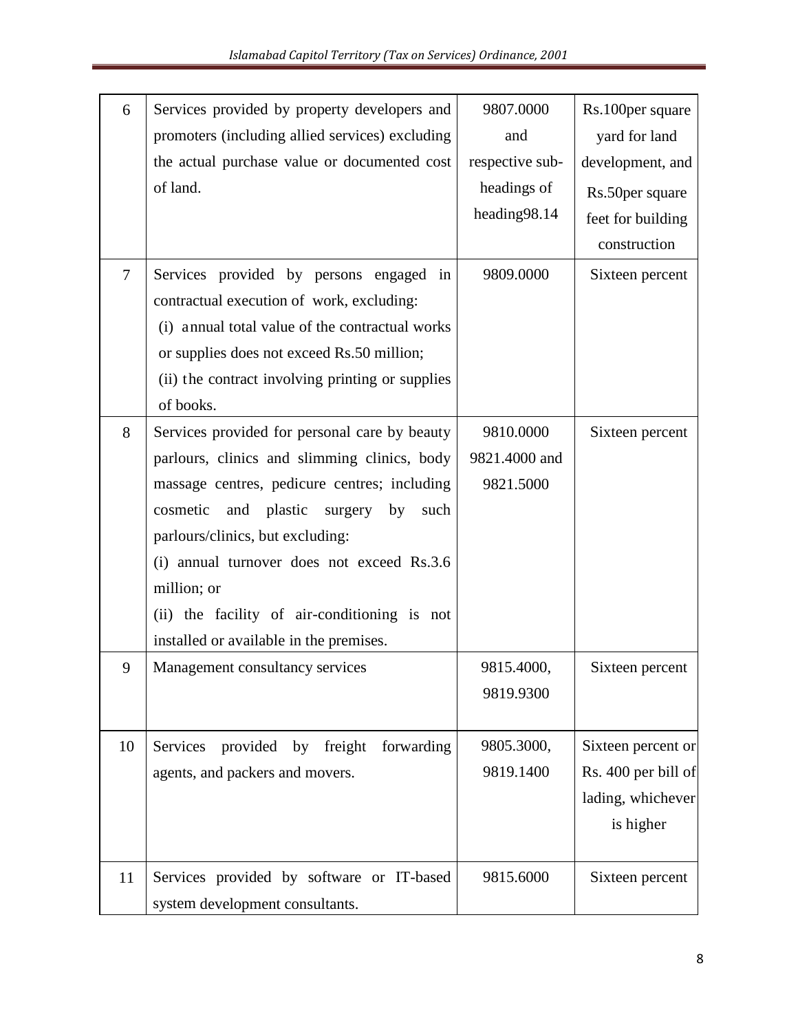| 6 | Services provided by property developers and promoters (including allied services) excluding the actual purchase value or documented cost of land. | 9807.0000 and respective sub-headings of heading98.14 | Rs.100per square yard for land development, and Rs.50per square feet for building construction |
|---|---|---|---|
| 7 | Services provided by persons engaged in contractual execution of work, excluding:<br>(i) annual total value of the contractual works or supplies does not exceed Rs.50 million;<br>(ii) the contract involving printing or supplies of books. | 9809.0000 | Sixteen percent |
| 8 | Services provided for personal care by beauty parlours, clinics and slimming clinics, body massage centres, pedicure centres; including cosmetic and plastic surgery by such parlours/clinics, but excluding:<br>(i) annual turnover does not exceed Rs.3.6 million; or<br>(ii) the facility of air-conditioning is not installed or available in the premises. | 9810.0000<br>9821.4000 and<br>9821.5000 | Sixteen percent |
| 9 | Management consultancy services | 9815.4000,<br>9819.9300 | Sixteen percent |
| 10 | Services provided by freight forwarding agents, and packers and movers. | 9805.3000,<br>9819.1400 | Sixteen percent or Rs. 400 per bill of lading, whichever is higher |
| 11 | Services provided by software or IT-based system development consultants. | 9815.6000 | Sixteen percent |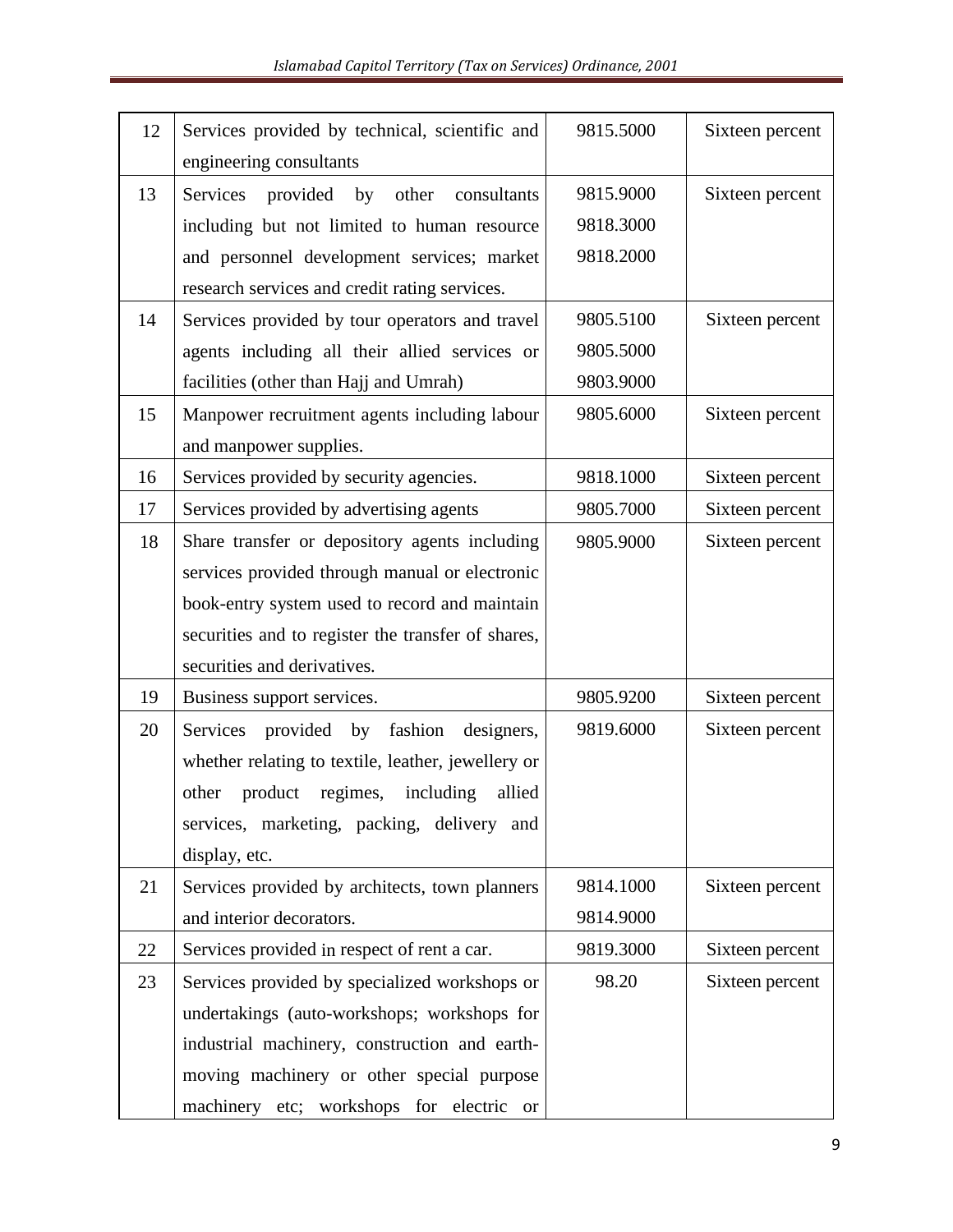| | | | |
|---|---|---|---|
| 12 | Services provided by technical, scientific and engineering consultants | 9815.5000 | Sixteen percent |
| 13 | Services provided by other consultants including but not limited to human resource and personnel development services; market research services and credit rating services. | 9815.9000<br>9818.3000<br>9818.2000 | Sixteen percent |
| 14 | Services provided by tour operators and travel agents including all their allied services or facilities (other than Hajj and Umrah) | 9805.5100<br>9805.5000<br>9803.9000 | Sixteen percent |
| 15 | Manpower recruitment agents including labour and manpower supplies. | 9805.6000 | Sixteen percent |
| 16 | Services provided by security agencies. | 9818.1000 | Sixteen percent |
| 17 | Services provided by advertising agents | 9805.7000 | Sixteen percent |
| 18 | Share transfer or depository agents including services provided through manual or electronic book-entry system used to record and maintain securities and to register the transfer of shares, securities and derivatives. | 9805.9000 | Sixteen percent |
| 19 | Business support services. | 9805.9200 | Sixteen percent |
| 20 | Services provided by fashion designers, whether relating to textile, leather, jewellery or other product regimes, including allied services, marketing, packing, delivery and display, etc. | 9819.6000 | Sixteen percent |
| 21 | Services provided by architects, town planners and interior decorators. | 9814.1000<br>9814.9000 | Sixteen percent |
| 22 | Services provided in respect of rent a car. | 9819.3000 | Sixteen percent |
| 23 | Services provided by specialized workshops or undertakings (auto-workshops; workshops for industrial machinery, construction and earth-moving machinery or other special purpose machinery etc; workshops for electric or | 98.20 | Sixteen percent |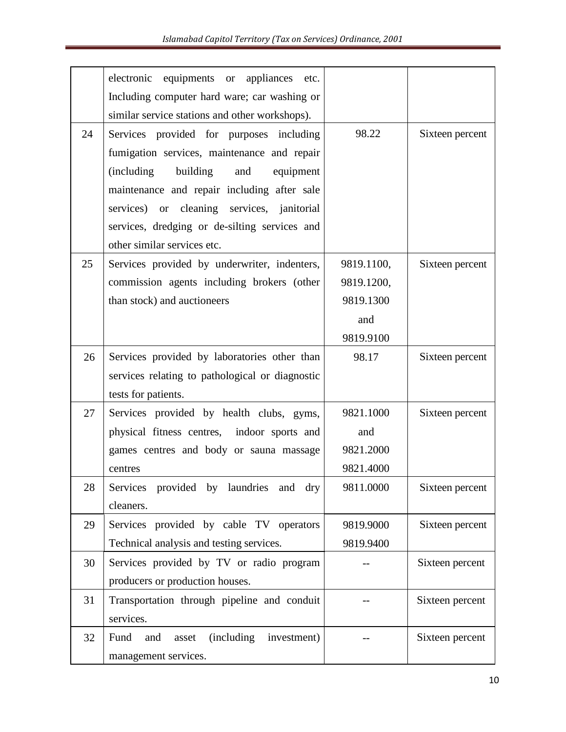|  |  |  |  |
|---|---|---|---|
|  | electronic equipments or appliances etc. Including computer hard ware; car washing or similar service stations and other workshops). |  |  |
| 24 | Services provided for purposes including fumigation services, maintenance and repair (including building and equipment maintenance and repair including after sale services) or cleaning services, janitorial services, dredging or de-silting services and other similar services etc. | 98.22 | Sixteen percent |
| 25 | Services provided by underwriter, indenters, commission agents including brokers (other than stock) and auctioneers | 9819.1100, 9819.1200, 9819.1300 and 9819.9100 | Sixteen percent |
| 26 | Services provided by laboratories other than services relating to pathological or diagnostic tests for patients. | 98.17 | Sixteen percent |
| 27 | Services provided by health clubs, gyms, physical fitness centres, indoor sports and games centres and body or sauna massage centres | 9821.1000 and 9821.2000 9821.4000 | Sixteen percent |
| 28 | Services provided by laundries and dry cleaners. | 9811.0000 | Sixteen percent |
| 29 | Services provided by cable TV operators Technical analysis and testing services. | 9819.9000 9819.9400 | Sixteen percent |
| 30 | Services provided by TV or radio program producers or production houses. | -- | Sixteen percent |
| 31 | Transportation through pipeline and conduit services. | -- | Sixteen percent |
| 32 | Fund and asset (including investment) management services. | -- | Sixteen percent |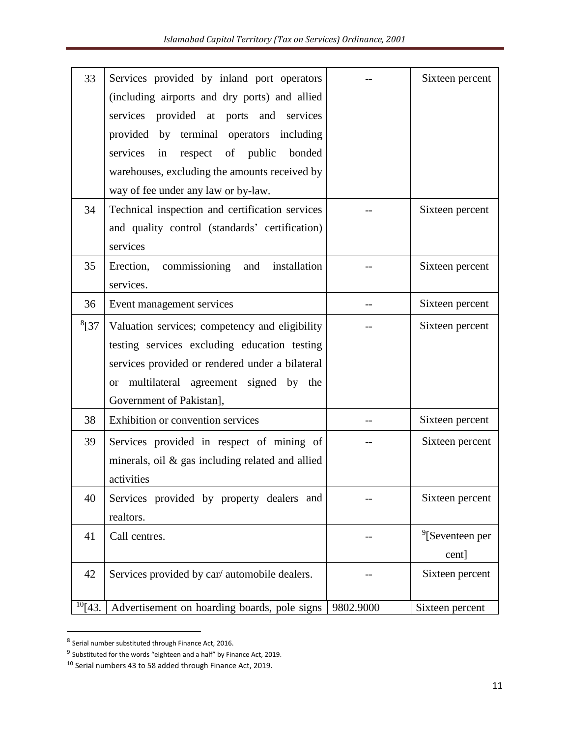| | | | |
|---|---|---|---|
| 33 | Services provided by inland port operators (including airports and dry ports) and allied services provided at ports and services provided by terminal operators including services in respect of public bonded warehouses, excluding the amounts received by way of fee under any law or by-law. | -- | Sixteen percent |
| 34 | Technical inspection and certification services and quality control (standards' certification) services | -- | Sixteen percent |
| 35 | Erection, commissioning and installation services. | -- | Sixteen percent |
| 36 | Event management services | -- | Sixteen percent |
| [8][37 | Valuation services; competency and eligibility testing services excluding education testing services provided or rendered under a bilateral or multilateral agreement signed by the Government of Pakistan], | -- | Sixteen percent |
| 38 | Exhibition or convention services | -- | Sixteen percent |
| 39 | Services provided in respect of mining of minerals, oil & gas including related and allied activities | -- | Sixteen percent |
| 40 | Services provided by property dealers and realtors. | -- | Sixteen percent |
| 41 | Call centres. | -- | [9][Seventeen per cent] |
| 42 | Services provided by car/ automobile dealers. | -- | Sixteen percent |
| [10][43. | Advertisement on hoarding boards, pole signs | 9802.9000 | Sixteen percent |

[8] Serial number substituted through Finance Act, 2016.

[9] Substituted for the words "eighteen and a half" by Finance Act, 2019.

[10] Serial numbers 43 to 58 added through Finance Act, 2019.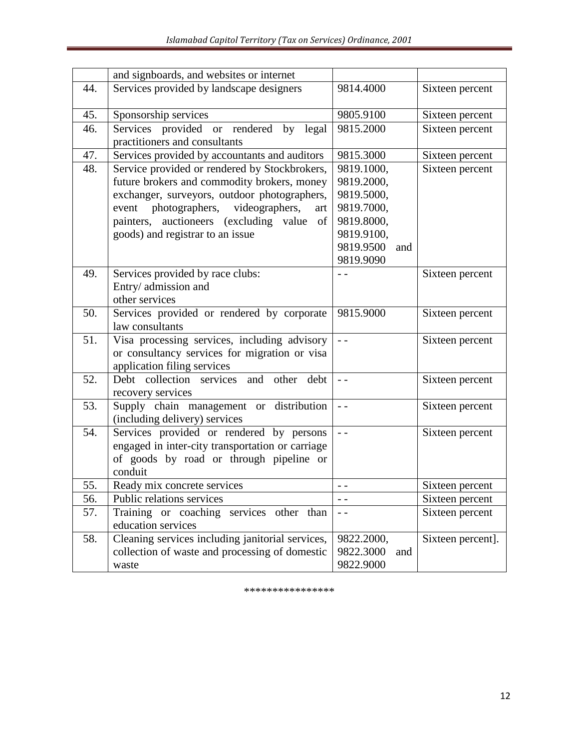| | | | |
|---|---|---|---|
| | and signboards, and websites or internet | | |
| 44. | Services provided by landscape designers | 9814.4000 | Sixteen percent |
| 45. | Sponsorship services | 9805.9100 | Sixteen percent |
| 46. | Services provided or rendered by legal practitioners and consultants | 9815.2000 | Sixteen percent |
| 47. | Services provided by accountants and auditors | 9815.3000 | Sixteen percent |
| 48. | Service provided or rendered by Stockbrokers, future brokers and commodity brokers, money exchanger, surveyors, outdoor photographers, event photographers, videographers, art painters, auctioneers (excluding value of goods) and registrar to an issue | 9819.1000, 9819.2000, 9819.5000, 9819.7000, 9819.8000, 9819.9100, 9819.9500 and 9819.9090 | Sixteen percent |
| 49. | Services provided by race clubs: Entry/ admission and other services | - - | Sixteen percent |
| 50. | Services provided or rendered by corporate law consultants | 9815.9000 | Sixteen percent |
| 51. | Visa processing services, including advisory or consultancy services for migration or visa application filing services | - - | Sixteen percent |
| 52. | Debt collection services and other debt recovery services | - - | Sixteen percent |
| 53. | Supply chain management or distribution (including delivery) services | - - | Sixteen percent |
| 54. | Services provided or rendered by persons engaged in inter-city transportation or carriage of goods by road or through pipeline or conduit | - - | Sixteen percent |
| 55. | Ready mix concrete services | - - | Sixteen percent |
| 56. | Public relations services | - - | Sixteen percent |
| 57. | Training or coaching services other than education services | - - | Sixteen percent |
| 58. | Cleaning services including janitorial services, collection of waste and processing of domestic waste | 9822.2000, 9822.3000 and 9822.9000 | Sixteen percent]. |

****************